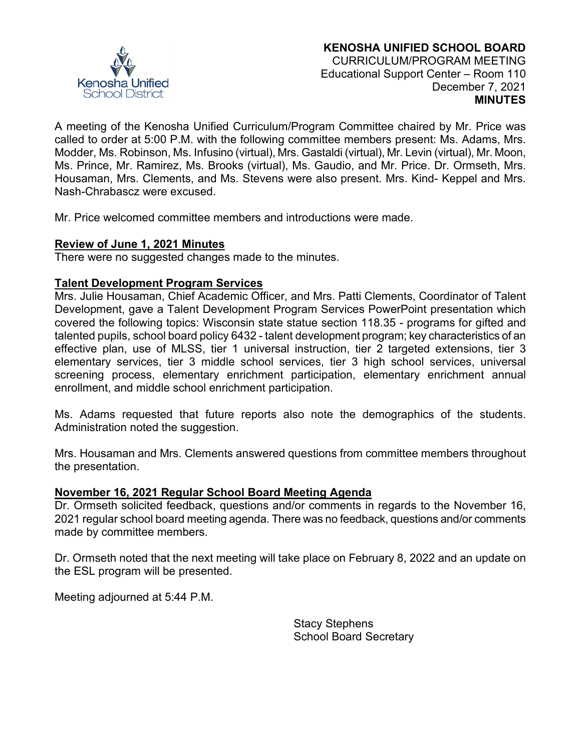**KENOSHA UNIFIED SCHOOL BOARD**
CURRICULUM/PROGRAM MEETING
Educational Support Center – Room 110
December 7, 2021
**MINUTES**

A meeting of the Kenosha Unified Curriculum/Program Committee chaired by Mr. Price was called to order at 5:00 P.M. with the following committee members present: Ms. Adams, Mrs. Modder, Ms. Robinson, Ms. Infusino (virtual), Mrs. Gastaldi (virtual), Mr. Levin (virtual), Mr. Moon, Ms. Prince, Mr. Ramirez, Ms. Brooks (virtual), Ms. Gaudio, and Mr. Price. Dr. Ormseth, Mrs. Housaman, Mrs. Clements, and Ms. Stevens were also present. Mrs. Kind- Keppel and Mrs. Nash-Chrabascz were excused.

Mr. Price welcomed committee members and introductions were made.

**Review of June 1, 2021 Minutes**

There were no suggested changes made to the minutes.

**Talent Development Program Services**

Mrs. Julie Housaman, Chief Academic Officer, and Mrs. Patti Clements, Coordinator of Talent Development, gave a Talent Development Program Services PowerPoint presentation which covered the following topics: Wisconsin state statue section 118.35 - programs for gifted and talented pupils, school board policy 6432 - talent development program; key characteristics of an effective plan, use of MLSS, tier 1 universal instruction, tier 2 targeted extensions, tier 3 elementary services, tier 3 middle school services, tier 3 high school services, universal screening process, elementary enrichment participation, elementary enrichment annual enrollment, and middle school enrichment participation.

Ms. Adams requested that future reports also note the demographics of the students. Administration noted the suggestion.

Mrs. Housaman and Mrs. Clements answered questions from committee members throughout the presentation.

**November 16, 2021 Regular School Board Meeting Agenda**

Dr. Ormseth solicited feedback, questions and/or comments in regards to the November 16, 2021 regular school board meeting agenda. There was no feedback, questions and/or comments made by committee members.

Dr. Ormseth noted that the next meeting will take place on February 8, 2022 and an update on the ESL program will be presented.

Meeting adjourned at 5:44 P.M.

Stacy Stephens
School Board Secretary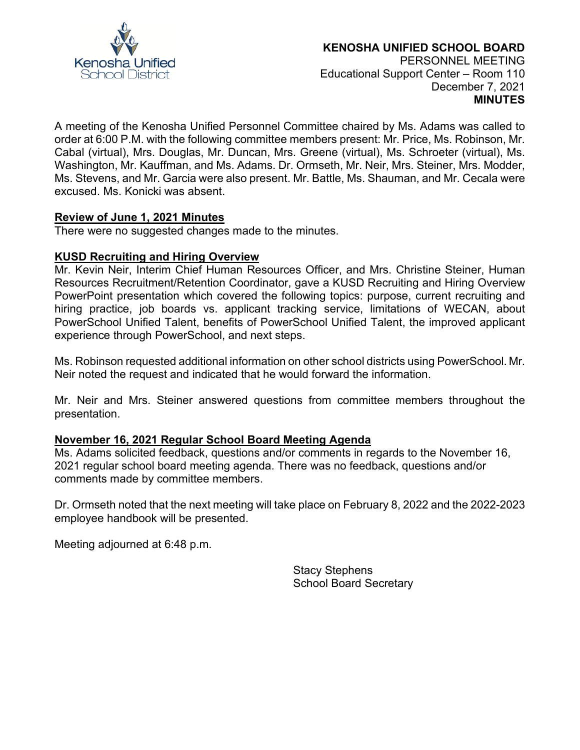**KENOSHA UNIFIED SCHOOL BOARD**
PERSONNEL MEETING
Educational Support Center – Room 110
December 7, 2021
**MINUTES**

A meeting of the Kenosha Unified Personnel Committee chaired by Ms. Adams was called to order at 6:00 P.M. with the following committee members present: Mr. Price, Ms. Robinson, Mr. Cabal (virtual), Mrs. Douglas, Mr. Duncan, Mrs. Greene (virtual), Ms. Schroeter (virtual), Ms. Washington, Mr. Kauffman, and Ms. Adams. Dr. Ormseth, Mr. Neir, Mrs. Steiner, Mrs. Modder, Ms. Stevens, and Mr. Garcia were also present. Mr. Battle, Ms. Shauman, and Mr. Cecala were excused. Ms. Konicki was absent.

**Review of June 1, 2021 Minutes**

There were no suggested changes made to the minutes.

**KUSD Recruiting and Hiring Overview**

Mr. Kevin Neir, Interim Chief Human Resources Officer, and Mrs. Christine Steiner, Human Resources Recruitment/Retention Coordinator, gave a KUSD Recruiting and Hiring Overview PowerPoint presentation which covered the following topics: purpose, current recruiting and hiring practice, job boards vs. applicant tracking service, limitations of WECAN, about PowerSchool Unified Talent, benefits of PowerSchool Unified Talent, the improved applicant experience through PowerSchool, and next steps.

Ms. Robinson requested additional information on other school districts using PowerSchool. Mr. Neir noted the request and indicated that he would forward the information.

Mr. Neir and Mrs. Steiner answered questions from committee members throughout the presentation.

**November 16, 2021 Regular School Board Meeting Agenda**

Ms. Adams solicited feedback, questions and/or comments in regards to the November 16, 2021 regular school board meeting agenda. There was no feedback, questions and/or comments made by committee members.

Dr. Ormseth noted that the next meeting will take place on February 8, 2022 and the 2022-2023 employee handbook will be presented.

Meeting adjourned at 6:48 p.m.

Stacy Stephens
School Board Secretary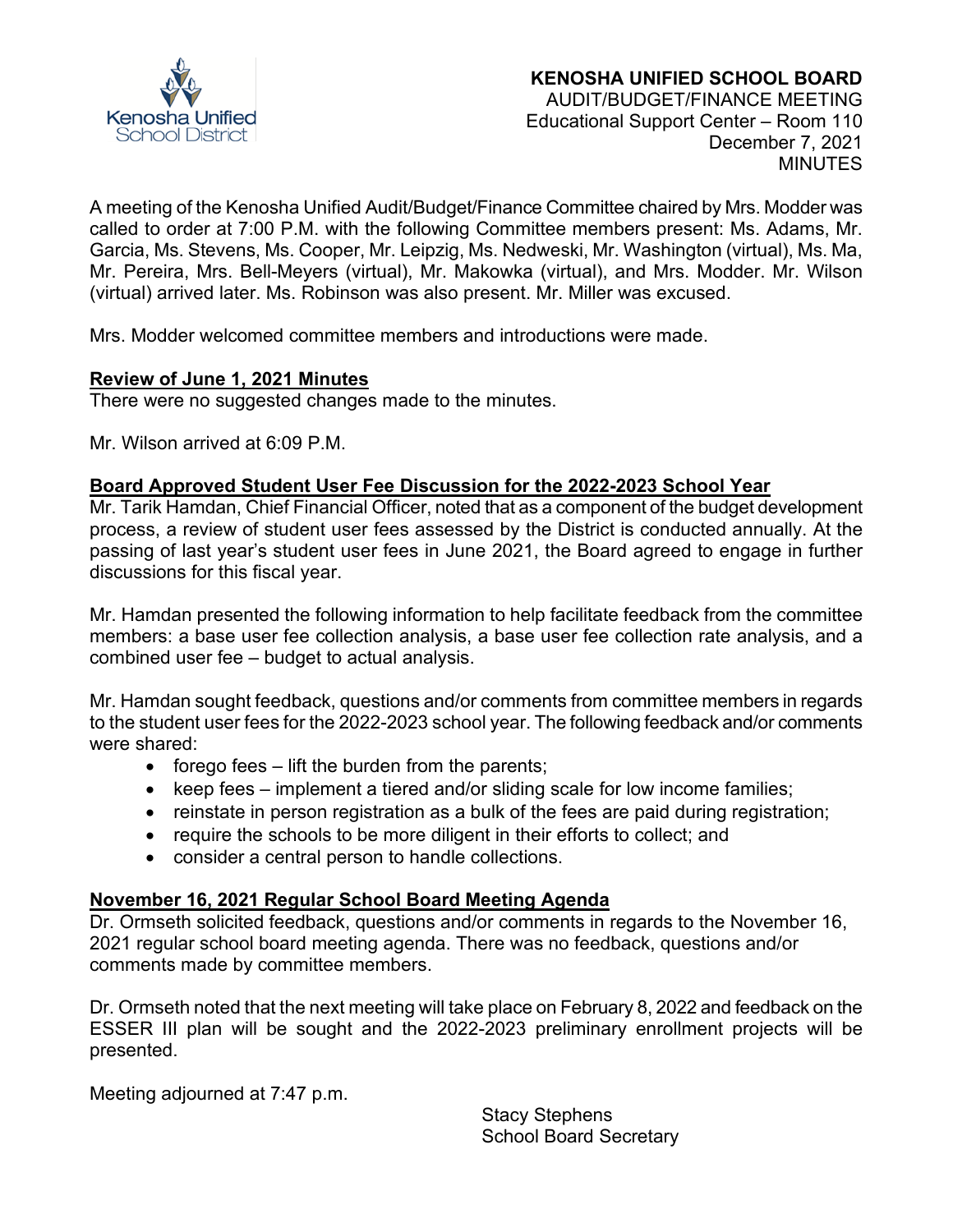**KENOSHA UNIFIED SCHOOL BOARD**
AUDIT/BUDGET/FINANCE MEETING
Educational Support Center – Room 110
December 7, 2021
MINUTES

A meeting of the Kenosha Unified Audit/Budget/Finance Committee chaired by Mrs. Modder was called to order at 7:00 P.M. with the following Committee members present: Ms. Adams, Mr. Garcia, Ms. Stevens, Ms. Cooper, Mr. Leipzig, Ms. Nedweski, Mr. Washington (virtual), Ms. Ma, Mr. Pereira, Mrs. Bell-Meyers (virtual), Mr. Makowka (virtual), and Mrs. Modder. Mr. Wilson (virtual) arrived later. Ms. Robinson was also present. Mr. Miller was excused.

Mrs. Modder welcomed committee members and introductions were made.

**Review of June 1, 2021 Minutes**

There were no suggested changes made to the minutes.

Mr. Wilson arrived at 6:09 P.M.

**Board Approved Student User Fee Discussion for the 2022-2023 School Year**

Mr. Tarik Hamdan, Chief Financial Officer, noted that as a component of the budget development process, a review of student user fees assessed by the District is conducted annually. At the passing of last year's student user fees in June 2021, the Board agreed to engage in further discussions for this fiscal year.

Mr. Hamdan presented the following information to help facilitate feedback from the committee members: a base user fee collection analysis, a base user fee collection rate analysis, and a combined user fee – budget to actual analysis.

Mr. Hamdan sought feedback, questions and/or comments from committee members in regards to the student user fees for the 2022-2023 school year. The following feedback and/or comments were shared:

- forego fees – lift the burden from the parents;
- keep fees – implement a tiered and/or sliding scale for low income families;
- reinstate in person registration as a bulk of the fees are paid during registration;
- require the schools to be more diligent in their efforts to collect; and
- consider a central person to handle collections.

**November 16, 2021 Regular School Board Meeting Agenda**

Dr. Ormseth solicited feedback, questions and/or comments in regards to the November 16, 2021 regular school board meeting agenda. There was no feedback, questions and/or comments made by committee members.

Dr. Ormseth noted that the next meeting will take place on February 8, 2022 and feedback on the ESSER III plan will be sought and the 2022-2023 preliminary enrollment projects will be presented.

Meeting adjourned at 7:47 p.m.

Stacy Stephens
School Board Secretary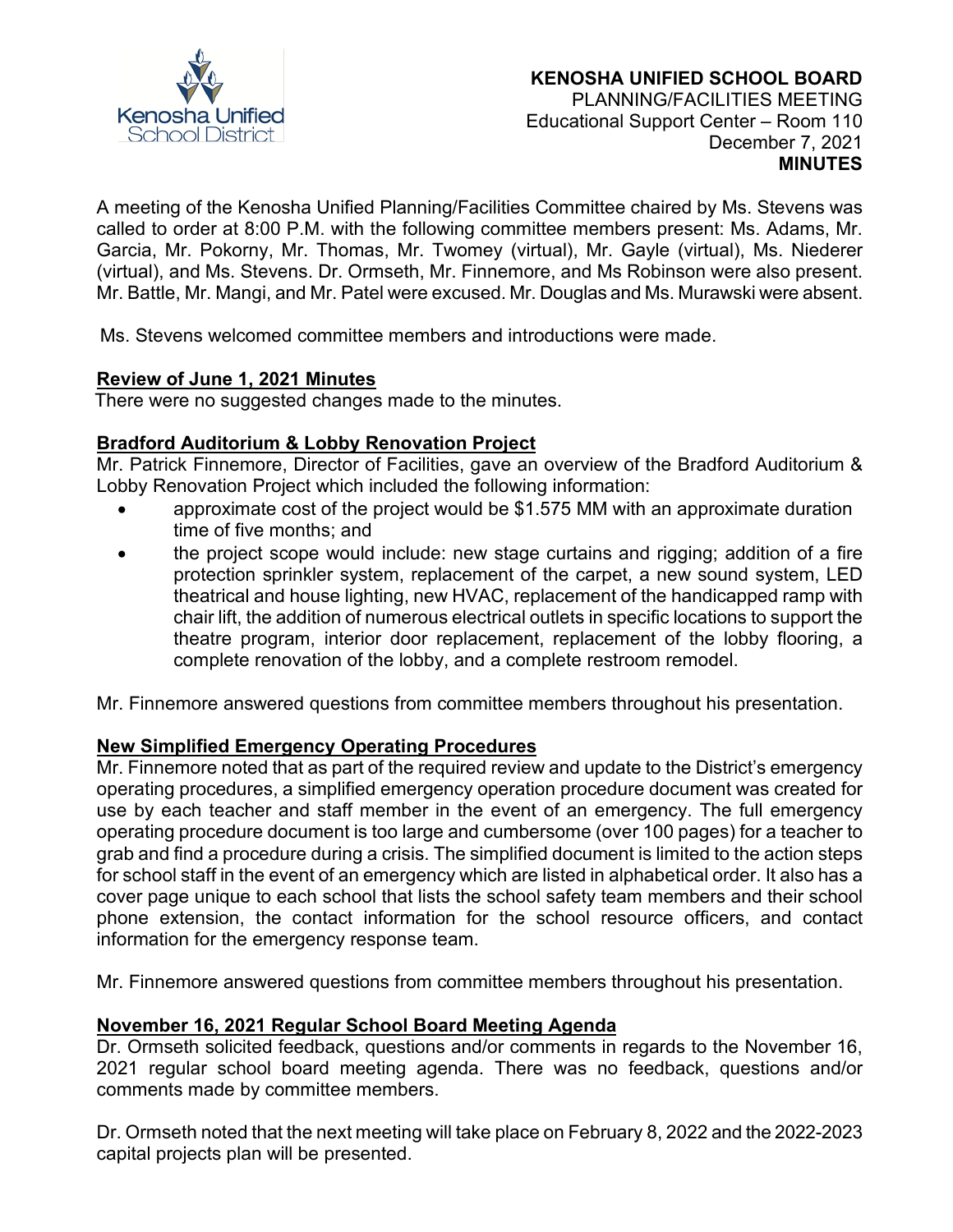**KENOSHA UNIFIED SCHOOL BOARD**
PLANNING/FACILITIES MEETING
Educational Support Center – Room 110
December 7, 2021
**MINUTES**

A meeting of the Kenosha Unified Planning/Facilities Committee chaired by Ms. Stevens was called to order at 8:00 P.M. with the following committee members present: Ms. Adams, Mr. Garcia, Mr. Pokorny, Mr. Thomas, Mr. Twomey (virtual), Mr. Gayle (virtual), Ms. Niederer (virtual), and Ms. Stevens. Dr. Ormseth, Mr. Finnemore, and Ms Robinson were also present. Mr. Battle, Mr. Mangi, and Mr. Patel were excused. Mr. Douglas and Ms. Murawski were absent.

Ms. Stevens welcomed committee members and introductions were made.

**Review of June 1, 2021 Minutes**

There were no suggested changes made to the minutes.

**Bradford Auditorium & Lobby Renovation Project**

Mr. Patrick Finnemore, Director of Facilities, gave an overview of the Bradford Auditorium & Lobby Renovation Project which included the following information:

- approximate cost of the project would be $1.575 MM with an approximate duration time of five months; and
- the project scope would include: new stage curtains and rigging; addition of a fire protection sprinkler system, replacement of the carpet, a new sound system, LED theatrical and house lighting, new HVAC, replacement of the handicapped ramp with chair lift, the addition of numerous electrical outlets in specific locations to support the theatre program, interior door replacement, replacement of the lobby flooring, a complete renovation of the lobby, and a complete restroom remodel.

Mr. Finnemore answered questions from committee members throughout his presentation.

**New Simplified Emergency Operating Procedures**

Mr. Finnemore noted that as part of the required review and update to the District's emergency operating procedures, a simplified emergency operation procedure document was created for use by each teacher and staff member in the event of an emergency. The full emergency operating procedure document is too large and cumbersome (over 100 pages) for a teacher to grab and find a procedure during a crisis. The simplified document is limited to the action steps for school staff in the event of an emergency which are listed in alphabetical order. It also has a cover page unique to each school that lists the school safety team members and their school phone extension, the contact information for the school resource officers, and contact information for the emergency response team.

Mr. Finnemore answered questions from committee members throughout his presentation.

**November 16, 2021 Regular School Board Meeting Agenda**

Dr. Ormseth solicited feedback, questions and/or comments in regards to the November 16, 2021 regular school board meeting agenda. There was no feedback, questions and/or comments made by committee members.

Dr. Ormseth noted that the next meeting will take place on February 8, 2022 and the 2022-2023 capital projects plan will be presented.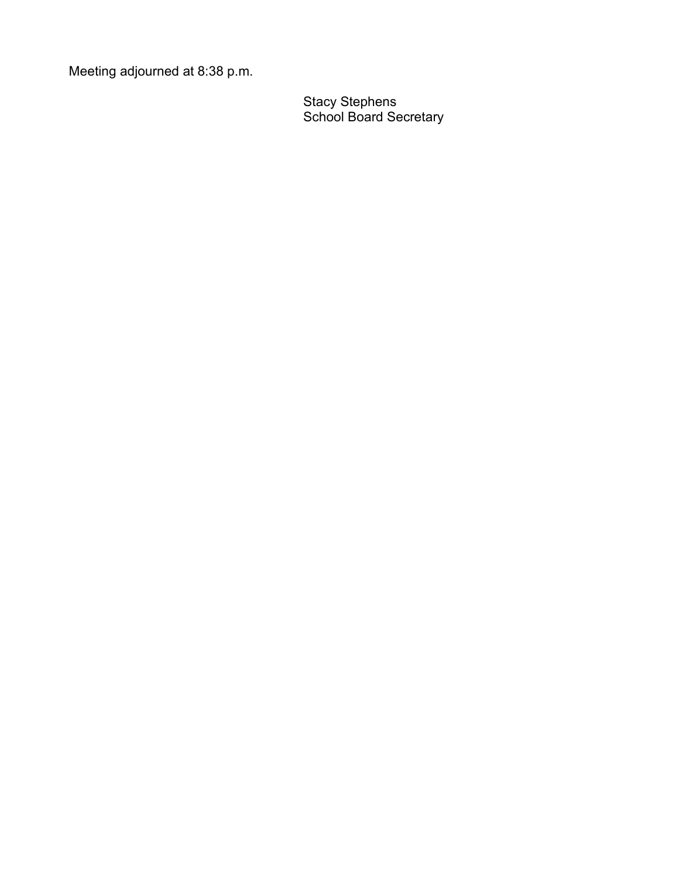Meeting adjourned at 8:38 p.m.

Stacy Stephens
School Board Secretary